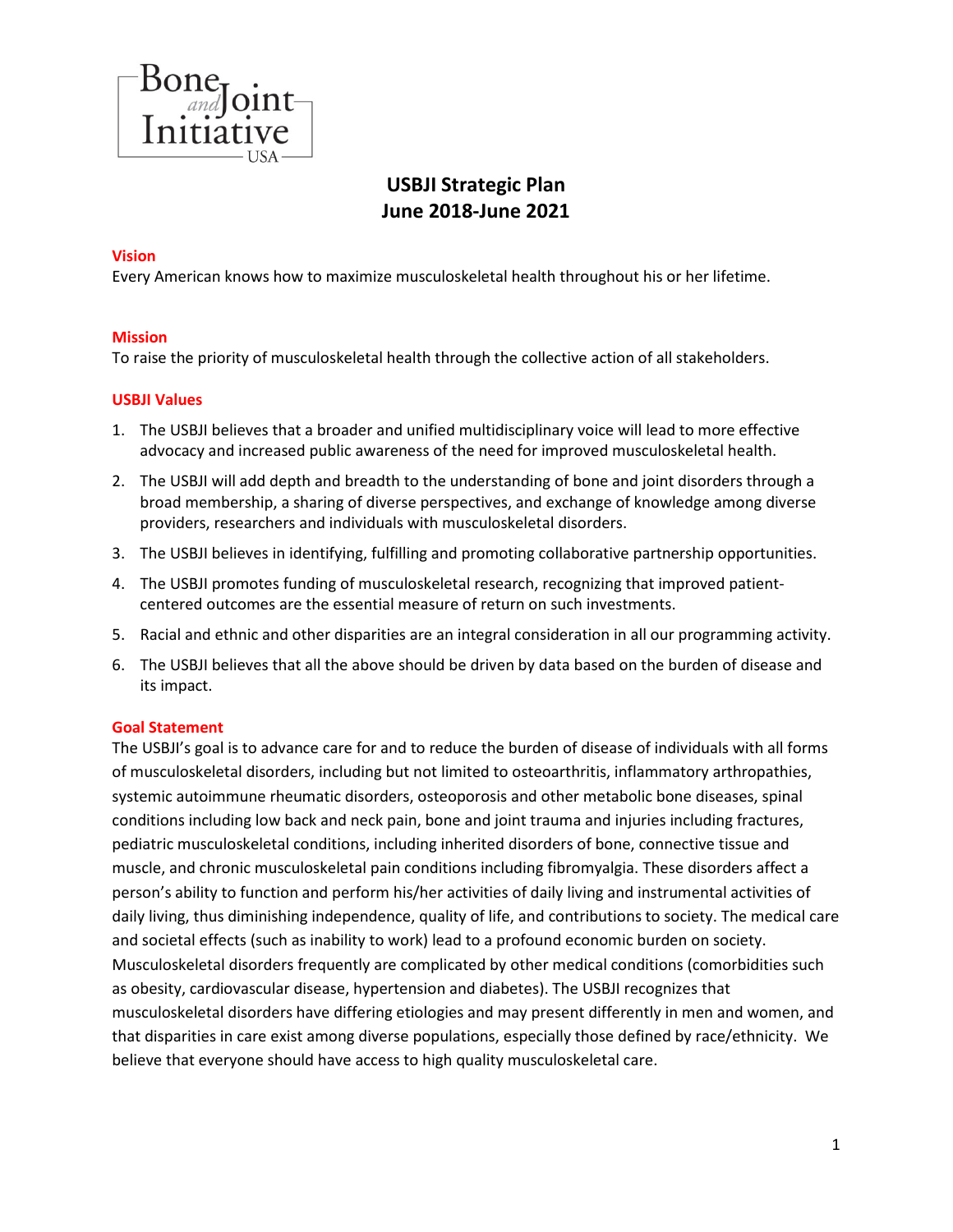# USBJI Strategic Plan
# June 2018-June 2021

## Vision

Every American knows how to maximize musculoskeletal health throughout his or her lifetime.

## Mission

To raise the priority of musculoskeletal health through the collective action of all stakeholders.

## USBJI Values

1. The USBJI believes that a broader and unified multidisciplinary voice will lead to more effective advocacy and increased public awareness of the need for improved musculoskeletal health.
2. The USBJI will add depth and breadth to the understanding of bone and joint disorders through a broad membership, a sharing of diverse perspectives, and exchange of knowledge among diverse providers, researchers and individuals with musculoskeletal disorders.
3. The USBJI believes in identifying, fulfilling and promoting collaborative partnership opportunities.
4. The USBJI promotes funding of musculoskeletal research, recognizing that improved patient-centered outcomes are the essential measure of return on such investments.
5. Racial and ethnic and other disparities are an integral consideration in all our programming activity.
6. The USBJI believes that all the above should be driven by data based on the burden of disease and its impact.

## Goal Statement

The USBJI's goal is to advance care for and to reduce the burden of disease of individuals with all forms of musculoskeletal disorders, including but not limited to osteoarthritis, inflammatory arthropathies, systemic autoimmune rheumatic disorders, osteoporosis and other metabolic bone diseases, spinal conditions including low back and neck pain, bone and joint trauma and injuries including fractures, pediatric musculoskeletal conditions, including inherited disorders of bone, connective tissue and muscle, and chronic musculoskeletal pain conditions including fibromyalgia. These disorders affect a person's ability to function and perform his/her activities of daily living and instrumental activities of daily living, thus diminishing independence, quality of life, and contributions to society. The medical care and societal effects (such as inability to work) lead to a profound economic burden on society. Musculoskeletal disorders frequently are complicated by other medical conditions (comorbidities such as obesity, cardiovascular disease, hypertension and diabetes). The USBJI recognizes that musculoskeletal disorders have differing etiologies and may present differently in men and women, and that disparities in care exist among diverse populations, especially those defined by race/ethnicity. We believe that everyone should have access to high quality musculoskeletal care.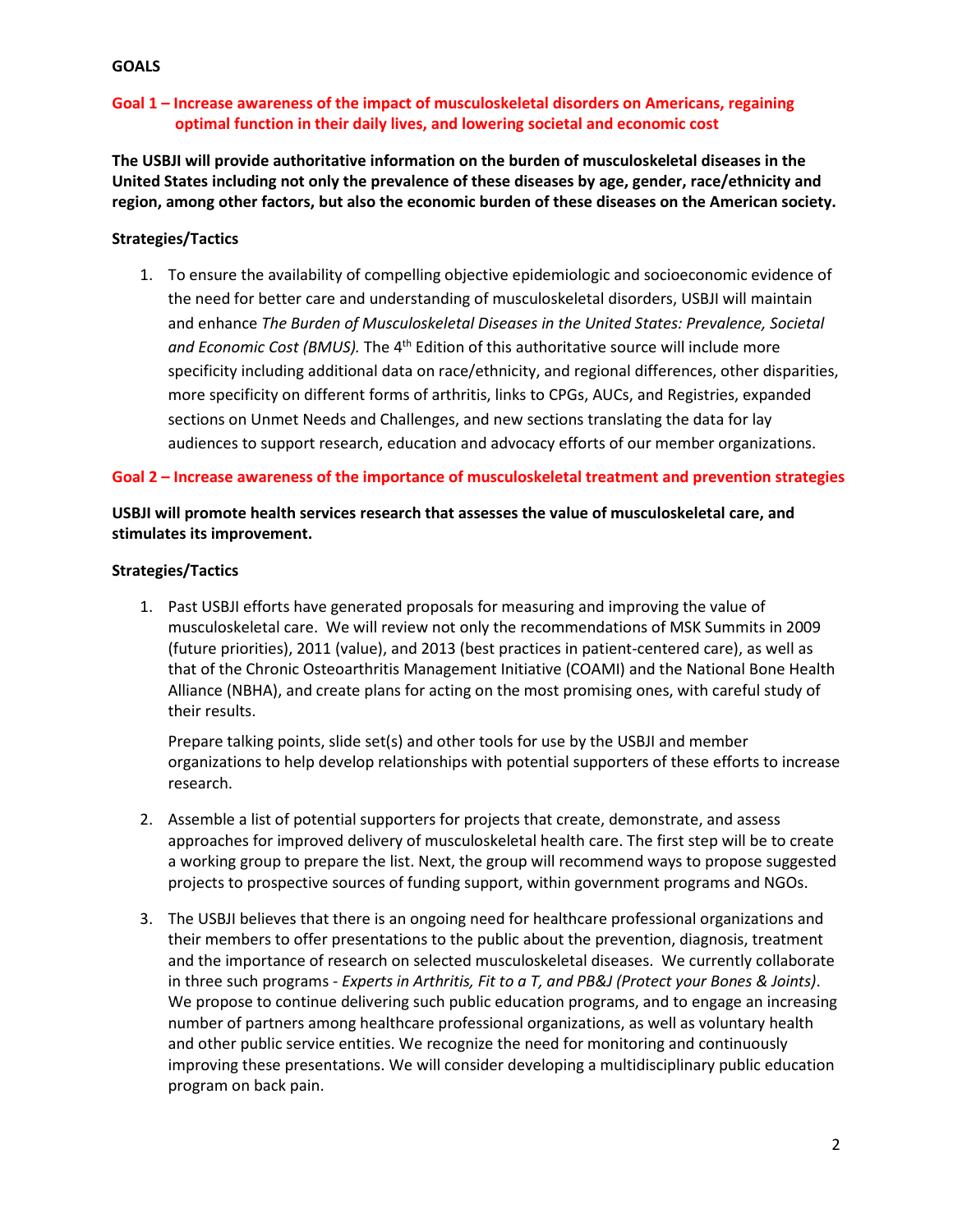## GOALS

### Goal 1 – Increase awareness of the impact of musculoskeletal disorders on Americans, regaining optimal function in their daily lives, and lowering societal and economic cost

**The USBJI will provide authoritative information on the burden of musculoskeletal diseases in the United States including not only the prevalence of these diseases by age, gender, race/ethnicity and region, among other factors, but also the economic burden of these diseases on the American society.**

**Strategies/Tactics**

1. To ensure the availability of compelling objective epidemiologic and socioeconomic evidence of the need for better care and understanding of musculoskeletal disorders, USBJI will maintain and enhance *The Burden of Musculoskeletal Diseases in the United States: Prevalence, Societal and Economic Cost (BMUS).* The 4th Edition of this authoritative source will include more specificity including additional data on race/ethnicity, and regional differences, other disparities, more specificity on different forms of arthritis, links to CPGs, AUCs, and Registries, expanded sections on Unmet Needs and Challenges, and new sections translating the data for lay audiences to support research, education and advocacy efforts of our member organizations.

### Goal 2 – Increase awareness of the importance of musculoskeletal treatment and prevention strategies

**USBJI will promote health services research that assesses the value of musculoskeletal care, and stimulates its improvement.**

**Strategies/Tactics**

1. Past USBJI efforts have generated proposals for measuring and improving the value of musculoskeletal care. We will review not only the recommendations of MSK Summits in 2009 (future priorities), 2011 (value), and 2013 (best practices in patient-centered care), as well as that of the Chronic Osteoarthritis Management Initiative (COAMI) and the National Bone Health Alliance (NBHA), and create plans for acting on the most promising ones, with careful study of their results.

   Prepare talking points, slide set(s) and other tools for use by the USBJI and member organizations to help develop relationships with potential supporters of these efforts to increase research.

2. Assemble a list of potential supporters for projects that create, demonstrate, and assess approaches for improved delivery of musculoskeletal health care. The first step will be to create a working group to prepare the list. Next, the group will recommend ways to propose suggested projects to prospective sources of funding support, within government programs and NGOs.

3. The USBJI believes that there is an ongoing need for healthcare professional organizations and their members to offer presentations to the public about the prevention, diagnosis, treatment and the importance of research on selected musculoskeletal diseases. We currently collaborate in three such programs - *Experts in Arthritis, Fit to a T, and PB&J (Protect your Bones & Joints)*. We propose to continue delivering such public education programs, and to engage an increasing number of partners among healthcare professional organizations, as well as voluntary health and other public service entities. We recognize the need for monitoring and continuously improving these presentations. We will consider developing a multidisciplinary public education program on back pain.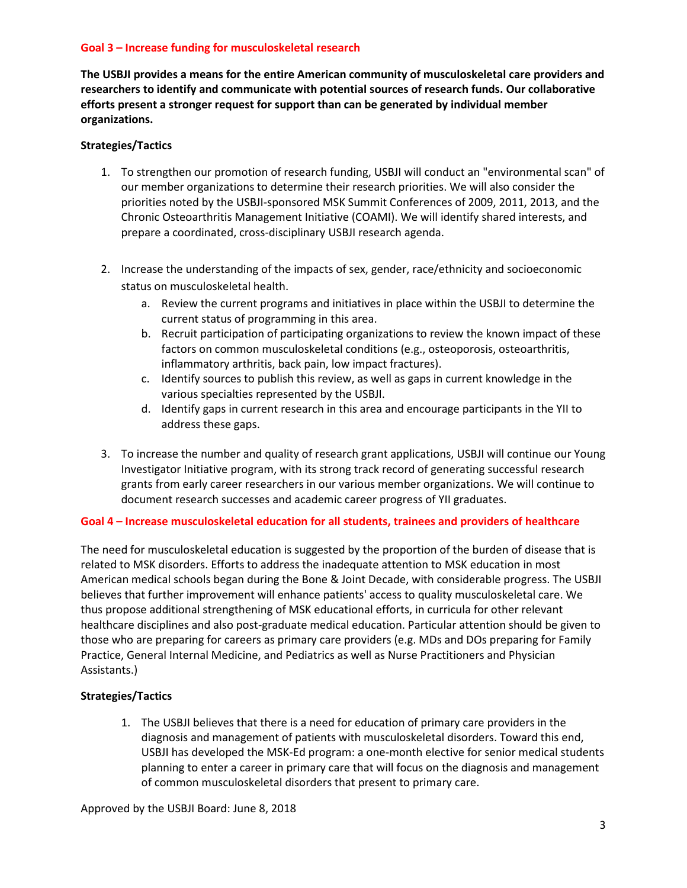## Goal 3 – Increase funding for musculoskeletal research

**The USBJI provides a means for the entire American community of musculoskeletal care providers and researchers to identify and communicate with potential sources of research funds. Our collaborative efforts present a stronger request for support than can be generated by individual member organizations.**

**Strategies/Tactics**

1. To strengthen our promotion of research funding, USBJI will conduct an "environmental scan" of our member organizations to determine their research priorities. We will also consider the priorities noted by the USBJI-sponsored MSK Summit Conferences of 2009, 2011, 2013, and the Chronic Osteoarthritis Management Initiative (COAMI). We will identify shared interests, and prepare a coordinated, cross-disciplinary USBJI research agenda.

2. Increase the understanding of the impacts of sex, gender, race/ethnicity and socioeconomic status on musculoskeletal health.
   a. Review the current programs and initiatives in place within the USBJI to determine the current status of programming in this area.
   b. Recruit participation of participating organizations to review the known impact of these factors on common musculoskeletal conditions (e.g., osteoporosis, osteoarthritis, inflammatory arthritis, back pain, low impact fractures).
   c. Identify sources to publish this review, as well as gaps in current knowledge in the various specialties represented by the USBJI.
   d. Identify gaps in current research in this area and encourage participants in the YII to address these gaps.

3. To increase the number and quality of research grant applications, USBJI will continue our Young Investigator Initiative program, with its strong track record of generating successful research grants from early career researchers in our various member organizations. We will continue to document research successes and academic career progress of YII graduates.

## Goal 4 – Increase musculoskeletal education for all students, trainees and providers of healthcare

The need for musculoskeletal education is suggested by the proportion of the burden of disease that is related to MSK disorders. Efforts to address the inadequate attention to MSK education in most American medical schools began during the Bone & Joint Decade, with considerable progress. The USBJI believes that further improvement will enhance patients' access to quality musculoskeletal care. We thus propose additional strengthening of MSK educational efforts, in curricula for other relevant healthcare disciplines and also post-graduate medical education. Particular attention should be given to those who are preparing for careers as primary care providers (e.g. MDs and DOs preparing for Family Practice, General Internal Medicine, and Pediatrics as well as Nurse Practitioners and Physician Assistants.)

**Strategies/Tactics**

1. The USBJI believes that there is a need for education of primary care providers in the diagnosis and management of patients with musculoskeletal disorders. Toward this end, USBJI has developed the MSK-Ed program: a one-month elective for senior medical students planning to enter a career in primary care that will focus on the diagnosis and management of common musculoskeletal disorders that present to primary care.

Approved by the USBJI Board: June 8, 2018